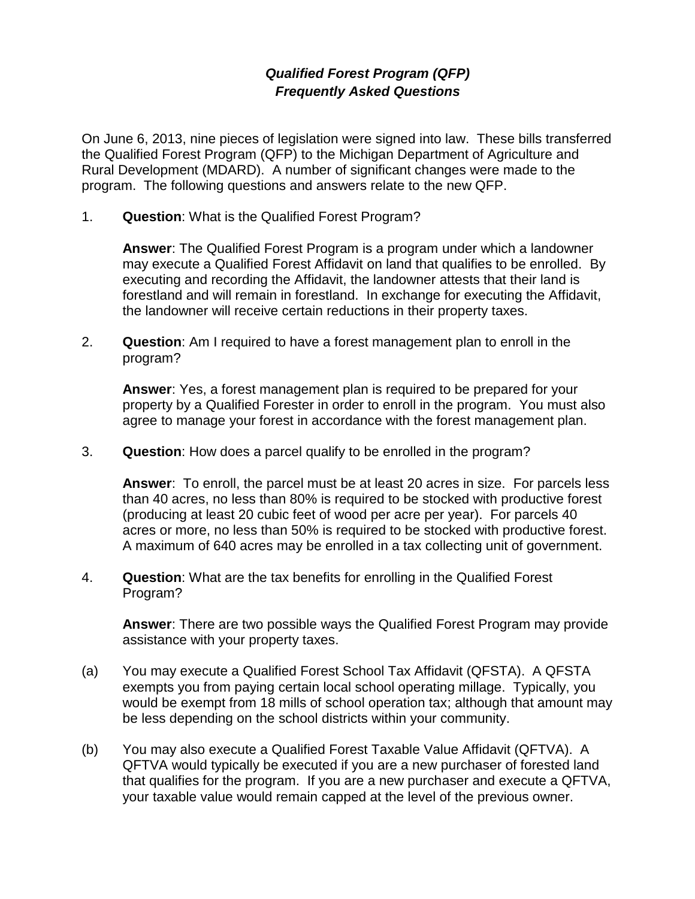# ***Qualified Forest Program (QFP)***
# ***Frequently Asked Questions***

On June 6, 2013, nine pieces of legislation were signed into law. These bills transferred the Qualified Forest Program (QFP) to the Michigan Department of Agriculture and Rural Development (MDARD). A number of significant changes were made to the program. The following questions and answers relate to the new QFP.

1. **Question**: What is the Qualified Forest Program?

   **Answer**: The Qualified Forest Program is a program under which a landowner may execute a Qualified Forest Affidavit on land that qualifies to be enrolled. By executing and recording the Affidavit, the landowner attests that their land is forestland and will remain in forestland. In exchange for executing the Affidavit, the landowner will receive certain reductions in their property taxes.

2. **Question**: Am I required to have a forest management plan to enroll in the program?

   **Answer**: Yes, a forest management plan is required to be prepared for your property by a Qualified Forester in order to enroll in the program. You must also agree to manage your forest in accordance with the forest management plan.

3. **Question**: How does a parcel qualify to be enrolled in the program?

   **Answer**: To enroll, the parcel must be at least 20 acres in size. For parcels less than 40 acres, no less than 80% is required to be stocked with productive forest (producing at least 20 cubic feet of wood per acre per year). For parcels 40 acres or more, no less than 50% is required to be stocked with productive forest. A maximum of 640 acres may be enrolled in a tax collecting unit of government.

4. **Question**: What are the tax benefits for enrolling in the Qualified Forest Program?

   **Answer**: There are two possible ways the Qualified Forest Program may provide assistance with your property taxes.

(a) You may execute a Qualified Forest School Tax Affidavit (QFSTA). A QFSTA exempts you from paying certain local school operating millage. Typically, you would be exempt from 18 mills of school operation tax; although that amount may be less depending on the school districts within your community.

(b) You may also execute a Qualified Forest Taxable Value Affidavit (QFTVA). A QFTVA would typically be executed if you are a new purchaser of forested land that qualifies for the program. If you are a new purchaser and execute a QFTVA, your taxable value would remain capped at the level of the previous owner.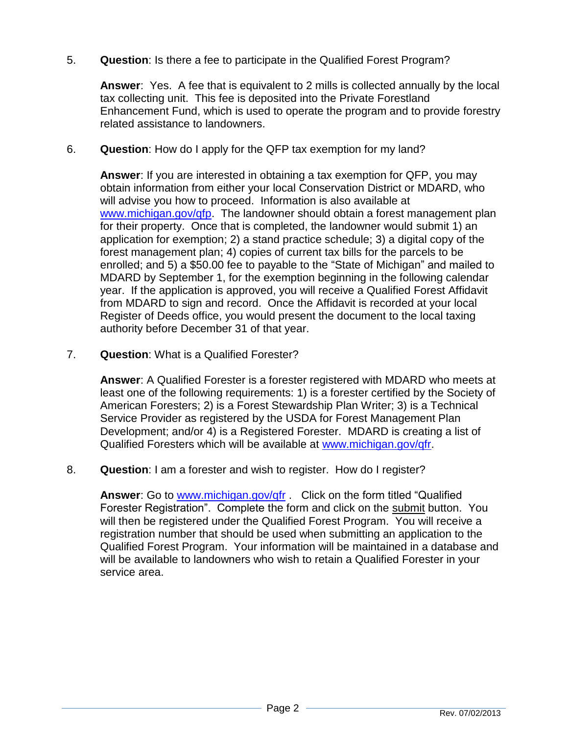5. **Question**: Is there a fee to participate in the Qualified Forest Program?

   **Answer**: Yes. A fee that is equivalent to 2 mills is collected annually by the local tax collecting unit. This fee is deposited into the Private Forestland Enhancement Fund, which is used to operate the program and to provide forestry related assistance to landowners.

6. **Question**: How do I apply for the QFP tax exemption for my land?

   **Answer**: If you are interested in obtaining a tax exemption for QFP, you may obtain information from either your local Conservation District or MDARD, who will advise you how to proceed. Information is also available at www.michigan.gov/qfp. The landowner should obtain a forest management plan for their property. Once that is completed, the landowner would submit 1) an application for exemption; 2) a stand practice schedule; 3) a digital copy of the forest management plan; 4) copies of current tax bills for the parcels to be enrolled; and 5) a $50.00 fee to payable to the "State of Michigan" and mailed to MDARD by September 1, for the exemption beginning in the following calendar year. If the application is approved, you will receive a Qualified Forest Affidavit from MDARD to sign and record. Once the Affidavit is recorded at your local Register of Deeds office, you would present the document to the local taxing authority before December 31 of that year.

7. **Question**: What is a Qualified Forester?

   **Answer**: A Qualified Forester is a forester registered with MDARD who meets at least one of the following requirements: 1) is a forester certified by the Society of American Foresters; 2) is a Forest Stewardship Plan Writer; 3) is a Technical Service Provider as registered by the USDA for Forest Management Plan Development; and/or 4) is a Registered Forester. MDARD is creating a list of Qualified Foresters which will be available at www.michigan.gov/qfr.

8. **Question**: I am a forester and wish to register. How do I register?

   **Answer**: Go to www.michigan.gov/qfr . Click on the form titled "Qualified Forester Registration". Complete the form and click on the submit button. You will then be registered under the Qualified Forest Program. You will receive a registration number that should be used when submitting an application to the Qualified Forest Program. Your information will be maintained in a database and will be available to landowners who wish to retain a Qualified Forester in your service area.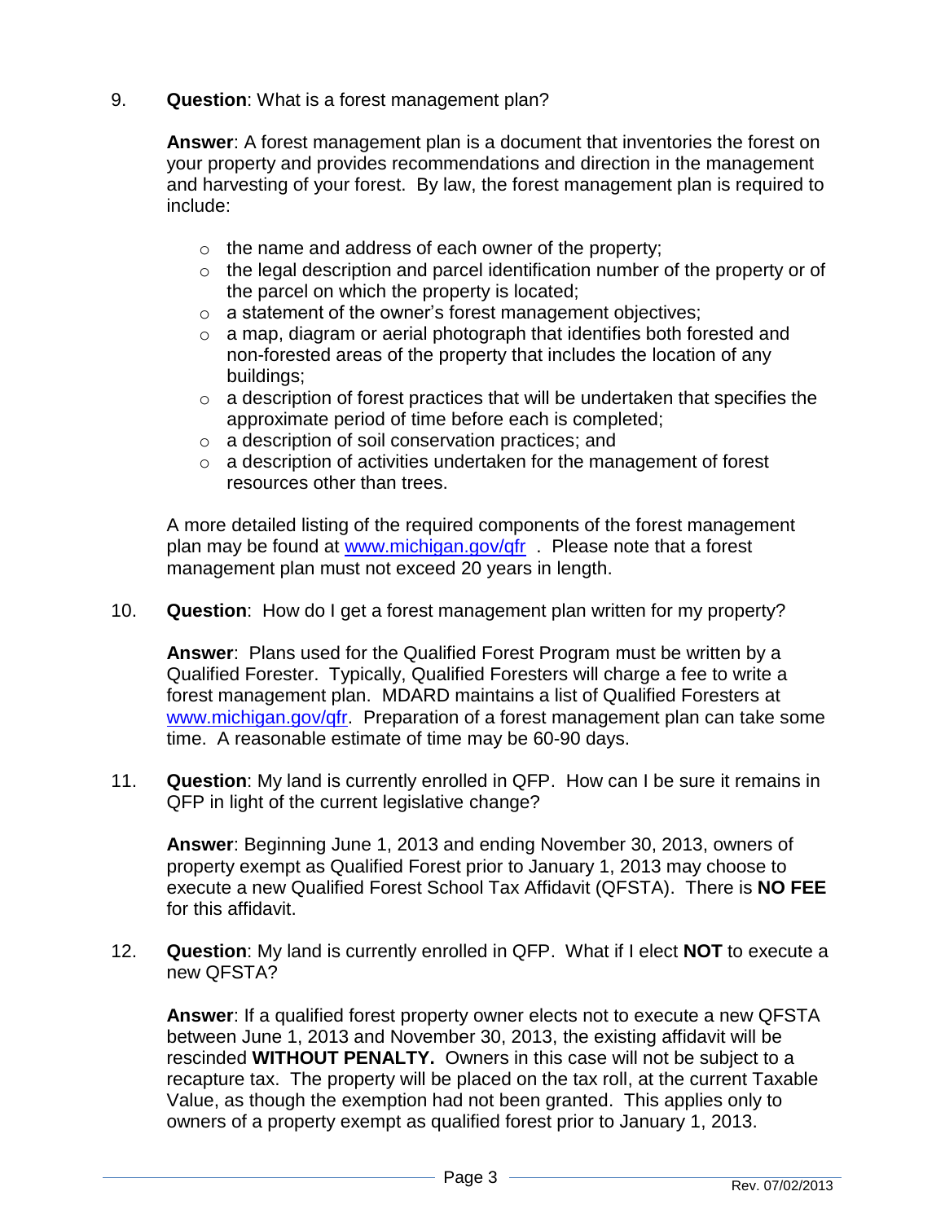9. **Question**: What is a forest management plan?

   **Answer**: A forest management plan is a document that inventories the forest on your property and provides recommendations and direction in the management and harvesting of your forest. By law, the forest management plan is required to include:

   - the name and address of each owner of the property;
   - the legal description and parcel identification number of the property or of the parcel on which the property is located;
   - a statement of the owner's forest management objectives;
   - a map, diagram or aerial photograph that identifies both forested and non-forested areas of the property that includes the location of any buildings;
   - a description of forest practices that will be undertaken that specifies the approximate period of time before each is completed;
   - a description of soil conservation practices; and
   - a description of activities undertaken for the management of forest resources other than trees.

   A more detailed listing of the required components of the forest management plan may be found at [www.michigan.gov/qfr](http://www.michigan.gov/qfr) . Please note that a forest management plan must not exceed 20 years in length.

10. **Question**: How do I get a forest management plan written for my property?

    **Answer**: Plans used for the Qualified Forest Program must be written by a Qualified Forester. Typically, Qualified Foresters will charge a fee to write a forest management plan. MDARD maintains a list of Qualified Foresters at [www.michigan.gov/qfr](http://www.michigan.gov/qfr). Preparation of a forest management plan can take some time. A reasonable estimate of time may be 60-90 days.

11. **Question**: My land is currently enrolled in QFP. How can I be sure it remains in QFP in light of the current legislative change?

    **Answer**: Beginning June 1, 2013 and ending November 30, 2013, owners of property exempt as Qualified Forest prior to January 1, 2013 may choose to execute a new Qualified Forest School Tax Affidavit (QFSTA). There is **NO FEE** for this affidavit.

12. **Question**: My land is currently enrolled in QFP. What if I elect **NOT** to execute a new QFSTA?

    **Answer**: If a qualified forest property owner elects not to execute a new QFSTA between June 1, 2013 and November 30, 2013, the existing affidavit will be rescinded **WITHOUT PENALTY.** Owners in this case will not be subject to a recapture tax. The property will be placed on the tax roll, at the current Taxable Value, as though the exemption had not been granted. This applies only to owners of a property exempt as qualified forest prior to January 1, 2013.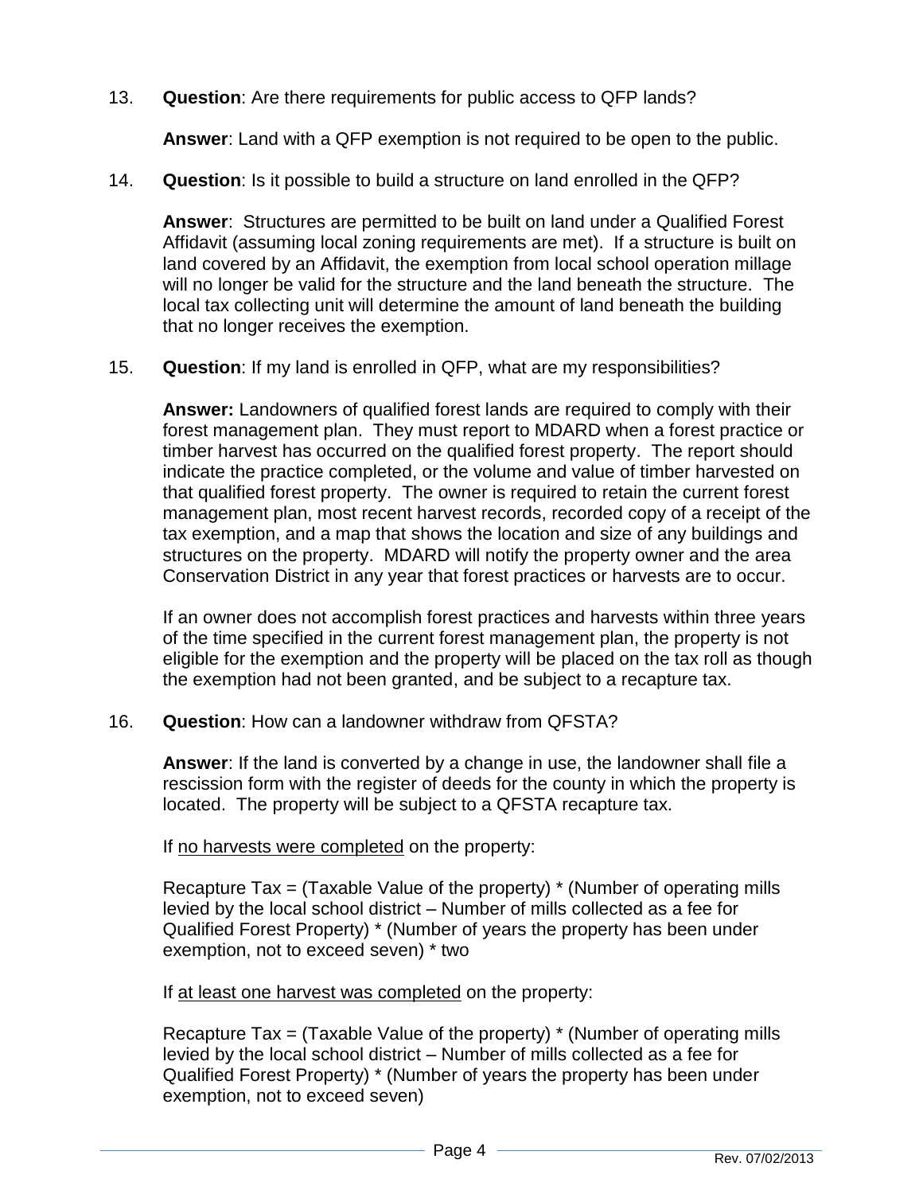13. **Question**: Are there requirements for public access to QFP lands?

    **Answer**: Land with a QFP exemption is not required to be open to the public.

14. **Question**: Is it possible to build a structure on land enrolled in the QFP?

    **Answer**: Structures are permitted to be built on land under a Qualified Forest Affidavit (assuming local zoning requirements are met). If a structure is built on land covered by an Affidavit, the exemption from local school operation millage will no longer be valid for the structure and the land beneath the structure. The local tax collecting unit will determine the amount of land beneath the building that no longer receives the exemption.

15. **Question**: If my land is enrolled in QFP, what are my responsibilities?

    **Answer:** Landowners of qualified forest lands are required to comply with their forest management plan. They must report to MDARD when a forest practice or timber harvest has occurred on the qualified forest property. The report should indicate the practice completed, or the volume and value of timber harvested on that qualified forest property. The owner is required to retain the current forest management plan, most recent harvest records, recorded copy of a receipt of the tax exemption, and a map that shows the location and size of any buildings and structures on the property. MDARD will notify the property owner and the area Conservation District in any year that forest practices or harvests are to occur.

    If an owner does not accomplish forest practices and harvests within three years of the time specified in the current forest management plan, the property is not eligible for the exemption and the property will be placed on the tax roll as though the exemption had not been granted, and be subject to a recapture tax.

16. **Question**: How can a landowner withdraw from QFSTA?

    **Answer**: If the land is converted by a change in use, the landowner shall file a rescission form with the register of deeds for the county in which the property is located. The property will be subject to a QFSTA recapture tax.

    If <u>no harvests were completed</u> on the property:

    Recapture Tax = (Taxable Value of the property) * (Number of operating mills levied by the local school district – Number of mills collected as a fee for Qualified Forest Property) * (Number of years the property has been under exemption, not to exceed seven) * two

    If <u>at least one harvest was completed</u> on the property:

    Recapture Tax = (Taxable Value of the property) * (Number of operating mills levied by the local school district – Number of mills collected as a fee for Qualified Forest Property) * (Number of years the property has been under exemption, not to exceed seven)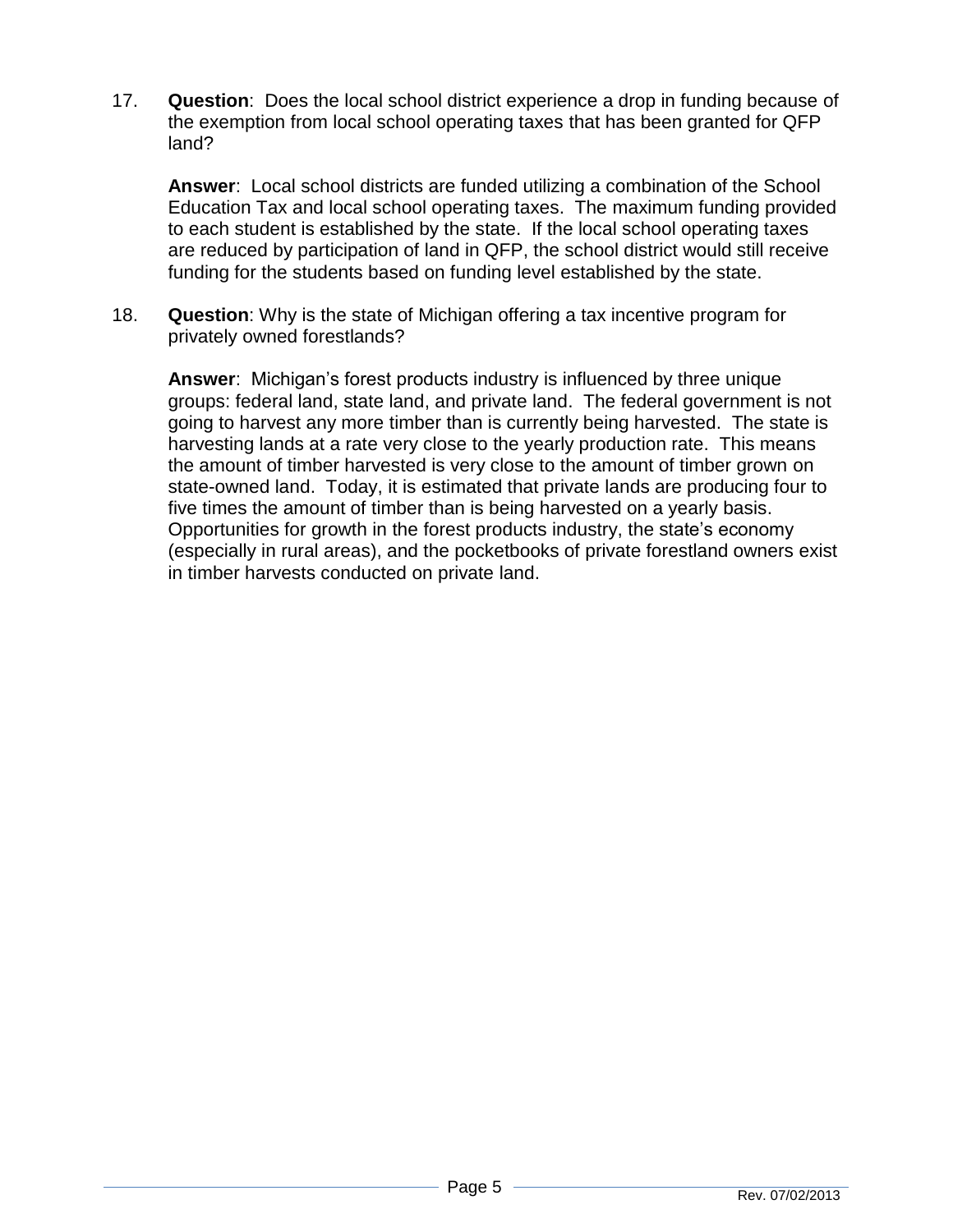17. **Question**: Does the local school district experience a drop in funding because of the exemption from local school operating taxes that has been granted for QFP land?

    **Answer**: Local school districts are funded utilizing a combination of the School Education Tax and local school operating taxes. The maximum funding provided to each student is established by the state. If the local school operating taxes are reduced by participation of land in QFP, the school district would still receive funding for the students based on funding level established by the state.

18. **Question**: Why is the state of Michigan offering a tax incentive program for privately owned forestlands?

    **Answer**: Michigan's forest products industry is influenced by three unique groups: federal land, state land, and private land. The federal government is not going to harvest any more timber than is currently being harvested. The state is harvesting lands at a rate very close to the yearly production rate. This means the amount of timber harvested is very close to the amount of timber grown on state-owned land. Today, it is estimated that private lands are producing four to five times the amount of timber than is being harvested on a yearly basis. Opportunities for growth in the forest products industry, the state's economy (especially in rural areas), and the pocketbooks of private forestland owners exist in timber harvests conducted on private land.